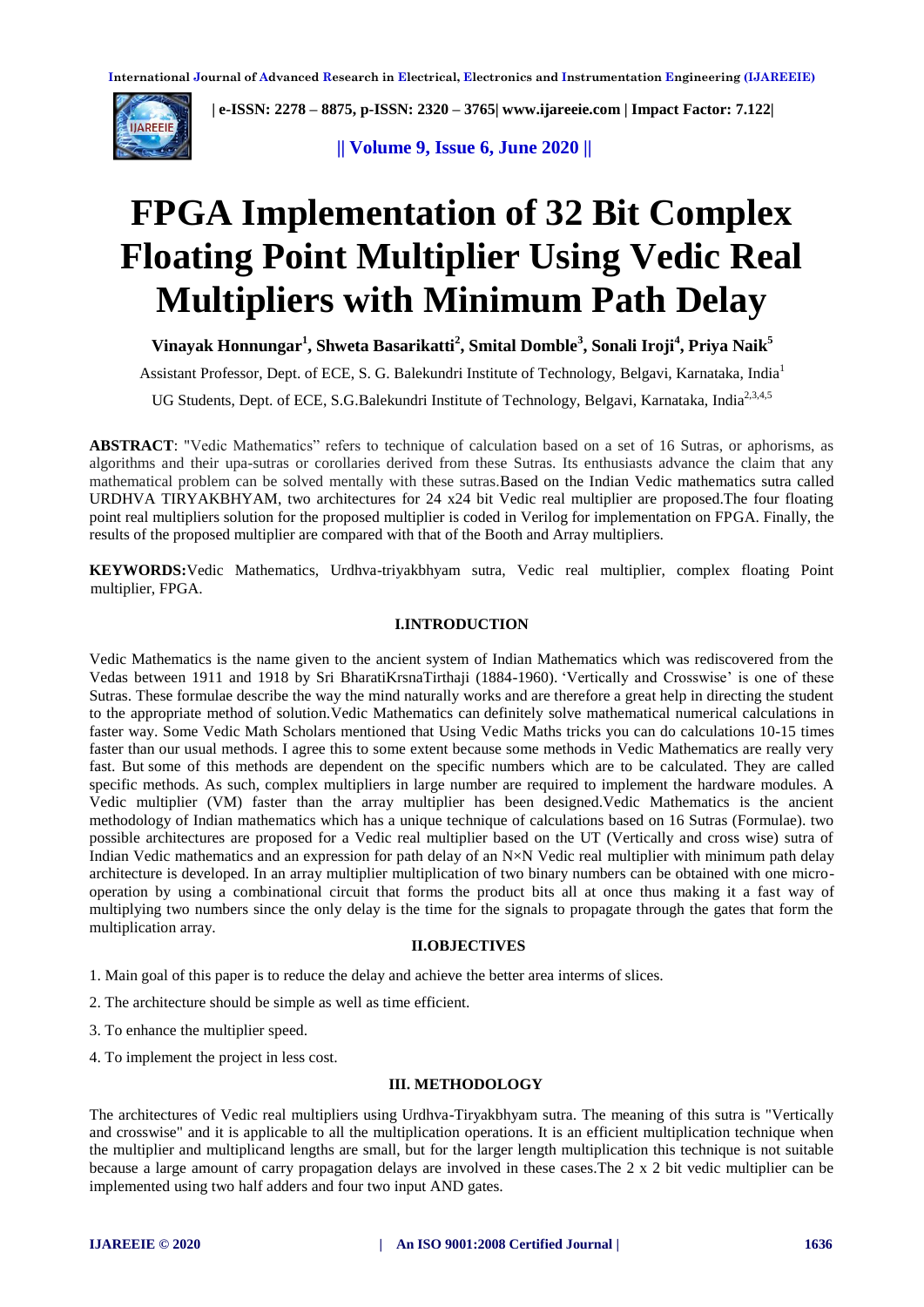# FPGA Implementation of 32 Bit Complex Floating Point Multiplier Using Vedic Real Multipliers with Minimum Path Delay

**Vinayak Honnungar[1], Shweta Basarikatti[2], Smital Domble[3], Sonali Iroji[4], Priya Naik[5]**

Assistant Professor, Dept. of ECE, S. G. Balekundri Institute of Technology, Belgavi, Karnataka, India[1]

UG Students, Dept. of ECE, S.G.Balekundri Institute of Technology, Belgavi, Karnataka, India[2,3,4,5]

**ABSTRACT**: "Vedic Mathematics" refers to technique of calculation based on a set of 16 Sutras, or aphorisms, as algorithms and their upa-sutras or corollaries derived from these Sutras. Its enthusiasts advance the claim that any mathematical problem can be solved mentally with these sutras.Based on the Indian Vedic mathematics sutra called URDHVA TIRYAKBHYAM, two architectures for 24 x24 bit Vedic real multiplier are proposed.The four floating point real multipliers solution for the proposed multiplier is coded in Verilog for implementation on FPGA. Finally, the results of the proposed multiplier are compared with that of the Booth and Array multipliers.

**KEYWORDS:**Vedic Mathematics, Urdhva-triyakbhyam sutra, Vedic real multiplier, complex floating Point multiplier, FPGA.

## I.INTRODUCTION

Vedic Mathematics is the name given to the ancient system of Indian Mathematics which was rediscovered from the Vedas between 1911 and 1918 by Sri BharatiKrsnaTirthaji (1884-1960). 'Vertically and Crosswise' is one of these Sutras. These formulae describe the way the mind naturally works and are therefore a great help in directing the student to the appropriate method of solution.Vedic Mathematics can definitely solve mathematical numerical calculations in faster way. Some Vedic Math Scholars mentioned that Using Vedic Maths tricks you can do calculations 10-15 times faster than our usual methods. I agree this to some extent because some methods in Vedic Mathematics are really very fast. But some of this methods are dependent on the specific numbers which are to be calculated. They are called specific methods. As such, complex multipliers in large number are required to implement the hardware modules. A Vedic multiplier (VM) faster than the array multiplier has been designed.Vedic Mathematics is the ancient methodology of Indian mathematics which has a unique technique of calculations based on 16 Sutras (Formulae). two possible architectures are proposed for a Vedic real multiplier based on the UT (Vertically and cross wise) sutra of Indian Vedic mathematics and an expression for path delay of an N×N Vedic real multiplier with minimum path delay architecture is developed. In an array multiplier multiplication of two binary numbers can be obtained with one micro-operation by using a combinational circuit that forms the product bits all at once thus making it a fast way of multiplying two numbers since the only delay is the time for the signals to propagate through the gates that form the multiplication array.

## II.OBJECTIVES

1. Main goal of this paper is to reduce the delay and achieve the better area interms of slices.
2. The architecture should be simple as well as time efficient.
3. To enhance the multiplier speed.
4. To implement the project in less cost.

## III. METHODOLOGY

The architectures of Vedic real multipliers using Urdhva-Tiryakbhyam sutra. The meaning of this sutra is "Vertically and crosswise" and it is applicable to all the multiplication operations. It is an efficient multiplication technique when the multiplier and multiplicand lengths are small, but for the larger length multiplication this technique is not suitable because a large amount of carry propagation delays are involved in these cases.The 2 x 2 bit vedic multiplier can be implemented using two half adders and four two input AND gates.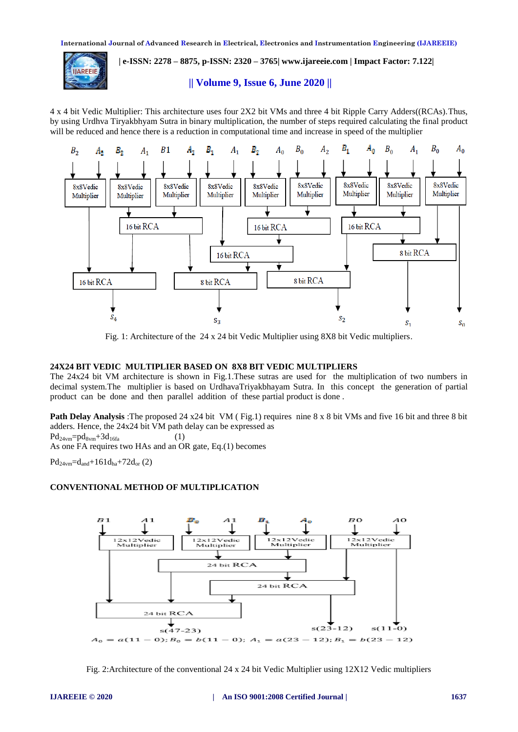4 x 4 bit Vedic Multiplier: This architecture uses four 2X2 bit VMs and three 4 bit Ripple Carry Adders((RCAs).Thus, by using Urdhva Tiryakbhyam Sutra in binary multiplication, the number of steps required calculating the final product will be reduced and hence there is a reduction in computational time and increase in speed of the multiplier

Fig. 1: Architecture of the 24 x 24 bit Vedic Multiplier using 8X8 bit Vedic multipliers.

### 24X24 BIT VEDIC MULTIPLIER BASED ON 8X8 BIT VEDIC MULTIPLIERS

The 24x24 bit VM architecture is shown in Fig.1.These sutras are used for the multiplication of two numbers in decimal system.The multiplier is based on UrdhavaTriyakbhayam Sutra. In this concept the generation of partial product can be done and then parallel addition of these partial product is done .

**Path Delay Analysis** :The proposed 24 x24 bit VM ( Fig.1) requires nine 8 x 8 bit VMs and five 16 bit and three 8 bit adders. Hence, the 24x24 bit VM path delay can be expressed as

$Pd_{24vm}=pd_{8vm}+3d_{16fa}$ (1)

As one FA requires two HAs and an OR gate, Eq.(1) becomes

$Pd_{24vm}=d_{and}+161d_{ha}+72d_{or}$ (2)

### CONVENTIONAL METHOD OF MULTIPLICATION

$A_0 = a(11-0); B_0 = b(11-0); A_1 = a(23-12); B_1 = b(23-12)$

Fig. 2:Architecture of the conventional 24 x 24 bit Vedic Multiplier using 12X12 Vedic multipliers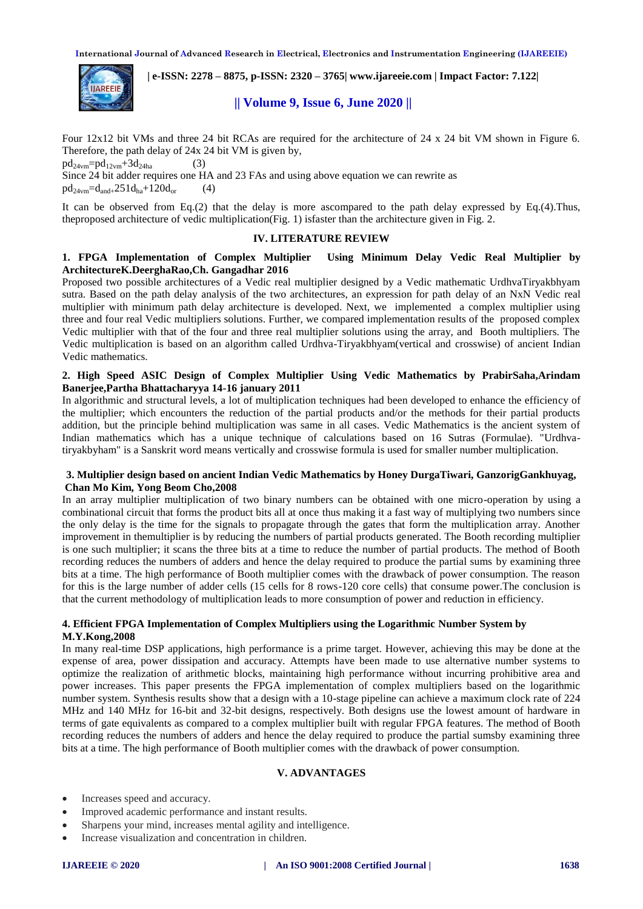Four 12x12 bit VMs and three 24 bit RCAs are required for the architecture of 24 x 24 bit VM shown in Figure 6. Therefore, the path delay of 24x 24 bit VM is given by,

$pd_{24vm}=pd_{12vm}+3d_{24ha}$ (3)

Since 24 bit adder requires one HA and 23 FAs and using above equation we can rewrite as

$pd_{24vm}=d_{and+}251d_{ha}+120d_{or}$ (4)

It can be observed from Eq.(2) that the delay is more ascompared to the path delay expressed by Eq.(4).Thus, theproposed architecture of vedic multiplication(Fig. 1) isfaster than the architecture given in Fig. 2.

## IV. LITERATURE REVIEW

### 1. FPGA Implementation of Complex Multiplier Using Minimum Delay Vedic Real Multiplier by ArchitectureK.DeerghaRao,Ch. Gangadhar 2016

Proposed two possible architectures of a Vedic real multiplier designed by a Vedic mathematic UrdhvaTiryakbhyam sutra. Based on the path delay analysis of the two architectures, an expression for path delay of an NxN Vedic real multiplier with minimum path delay architecture is developed. Next, we implemented a complex multiplier using three and four real Vedic multipliers solutions. Further, we compared implementation results of the proposed complex Vedic multiplier with that of the four and three real multiplier solutions using the array, and Booth multipliers. The Vedic multiplication is based on an algorithm called Urdhva-Tiryakbhyam(vertical and crosswise) of ancient Indian Vedic mathematics.

### 2. High Speed ASIC Design of Complex Multiplier Using Vedic Mathematics by PrabirSaha,Arindam Banerjee,Partha Bhattacharyya 14-16 january 2011

In algorithmic and structural levels, a lot of multiplication techniques had been developed to enhance the efficiency of the multiplier; which encounters the reduction of the partial products and/or the methods for their partial products addition, but the principle behind multiplication was same in all cases. Vedic Mathematics is the ancient system of Indian mathematics which has a unique technique of calculations based on 16 Sutras (Formulae). "Urdhva-tiryakbyham" is a Sanskrit word means vertically and crosswise formula is used for smaller number multiplication.

### 3. Multiplier design based on ancient Indian Vedic Mathematics by Honey DurgaTiwari, GanzorigGankhuyag, Chan Mo Kim, Yong Beom Cho,2008

In an array multiplier multiplication of two binary numbers can be obtained with one micro-operation by using a combinational circuit that forms the product bits all at once thus making it a fast way of multiplying two numbers since the only delay is the time for the signals to propagate through the gates that form the multiplication array. Another improvement in themultiplier is by reducing the numbers of partial products generated. The Booth recording multiplier is one such multiplier; it scans the three bits at a time to reduce the number of partial products. The method of Booth recording reduces the numbers of adders and hence the delay required to produce the partial sums by examining three bits at a time. The high performance of Booth multiplier comes with the drawback of power consumption. The reason for this is the large number of adder cells (15 cells for 8 rows-120 core cells) that consume power.The conclusion is that the current methodology of multiplication leads to more consumption of power and reduction in efficiency.

### 4. Efficient FPGA Implementation of Complex Multipliers using the Logarithmic Number System by M.Y.Kong,2008

In many real-time DSP applications, high performance is a prime target. However, achieving this may be done at the expense of area, power dissipation and accuracy. Attempts have been made to use alternative number systems to optimize the realization of arithmetic blocks, maintaining high performance without incurring prohibitive area and power increases. This paper presents the FPGA implementation of complex multipliers based on the logarithmic number system. Synthesis results show that a design with a 10-stage pipeline can achieve a maximum clock rate of 224 MHz and 140 MHz for 16-bit and 32-bit designs, respectively. Both designs use the lowest amount of hardware in terms of gate equivalents as compared to a complex multiplier built with regular FPGA features. The method of Booth recording reduces the numbers of adders and hence the delay required to produce the partial sumsby examining three bits at a time. The high performance of Booth multiplier comes with the drawback of power consumption.

## V. ADVANTAGES

- Increases speed and accuracy.
- Improved academic performance and instant results.
- Sharpens your mind, increases mental agility and intelligence.
- Increase visualization and concentration in children.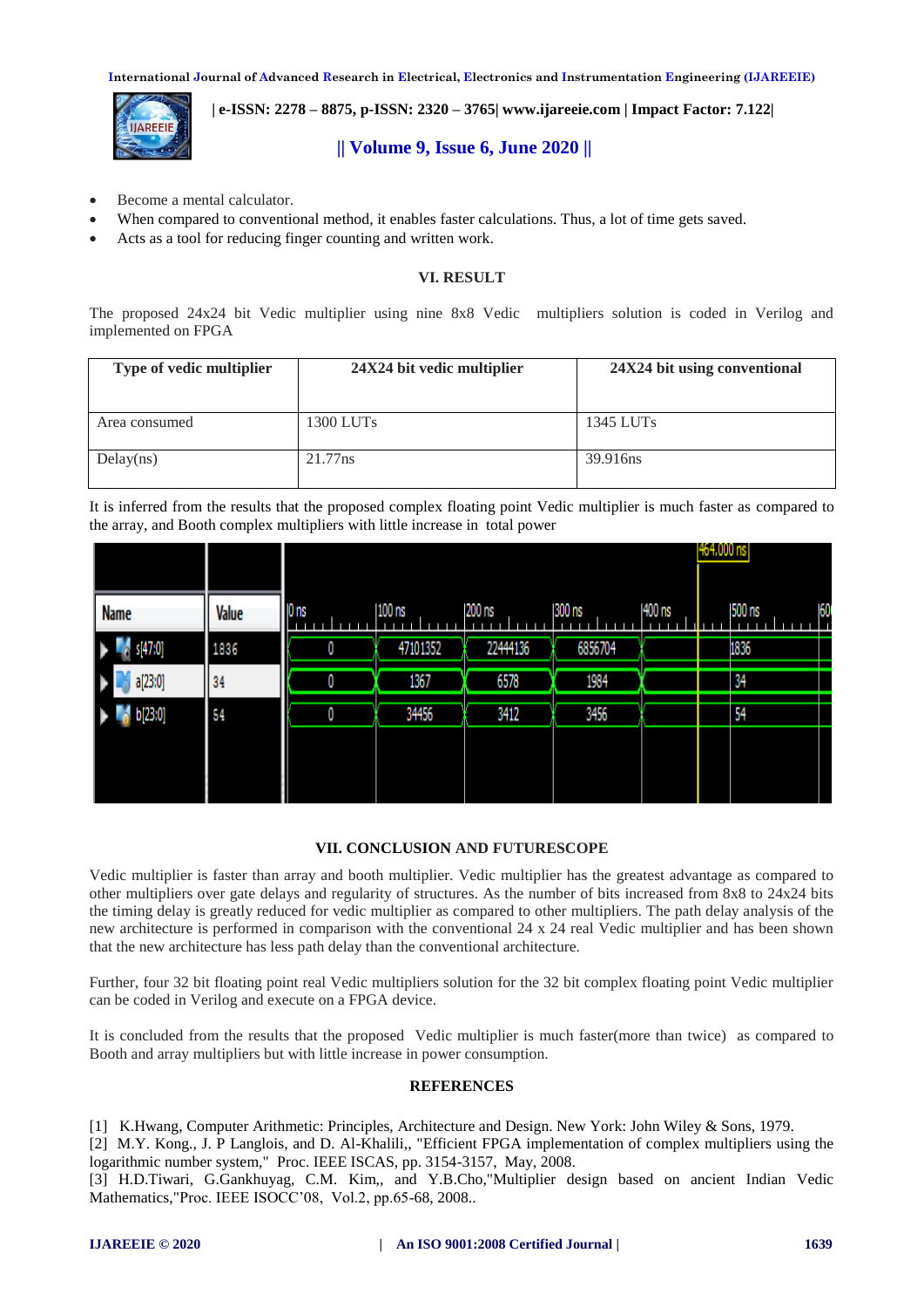- Become a mental calculator.
- When compared to conventional method, it enables faster calculations. Thus, a lot of time gets saved.
- Acts as a tool for reducing finger counting and written work.

## VI. RESULT

The proposed 24x24 bit Vedic multiplier using nine 8x8 Vedic multipliers solution is coded in Verilog and implemented on FPGA

| Type of vedic multiplier | 24X24 bit vedic multiplier | 24X24 bit using conventional |
|---|---|---|
| Area consumed | 1300 LUTs | 1345 LUTs |
| Delay(ns) | 21.77ns | 39.916ns |

It is inferred from the results that the proposed complex floating point Vedic multiplier is much faster as compared to the array, and Booth complex multipliers with little increase in total power

## VII. CONCLUSION AND FUTURESCOPE

Vedic multiplier is faster than array and booth multiplier. Vedic multiplier has the greatest advantage as compared to other multipliers over gate delays and regularity of structures. As the number of bits increased from 8x8 to 24x24 bits the timing delay is greatly reduced for vedic multiplier as compared to other multipliers. The path delay analysis of the new architecture is performed in comparison with the conventional 24 x 24 real Vedic multiplier and has been shown that the new architecture has less path delay than the conventional architecture.

Further, four 32 bit floating point real Vedic multipliers solution for the 32 bit complex floating point Vedic multiplier can be coded in Verilog and execute on a FPGA device.

It is concluded from the results that the proposed Vedic multiplier is much faster(more than twice) as compared to Booth and array multipliers but with little increase in power consumption.

## REFERENCES

[1] K.Hwang, Computer Arithmetic: Principles, Architecture and Design. New York: John Wiley & Sons, 1979.
[2] M.Y. Kong., J. P Langlois, and D. Al-Khalili,, "Efficient FPGA implementation of complex multipliers using the logarithmic number system," Proc. IEEE ISCAS, pp. 3154-3157, May, 2008.
[3] H.D.Tiwari, G.Gankhuyag, C.M. Kim,, and Y.B.Cho,"Multiplier design based on ancient Indian Vedic Mathematics,"Proc. IEEE ISOCC'08, Vol.2, pp.65-68, 2008..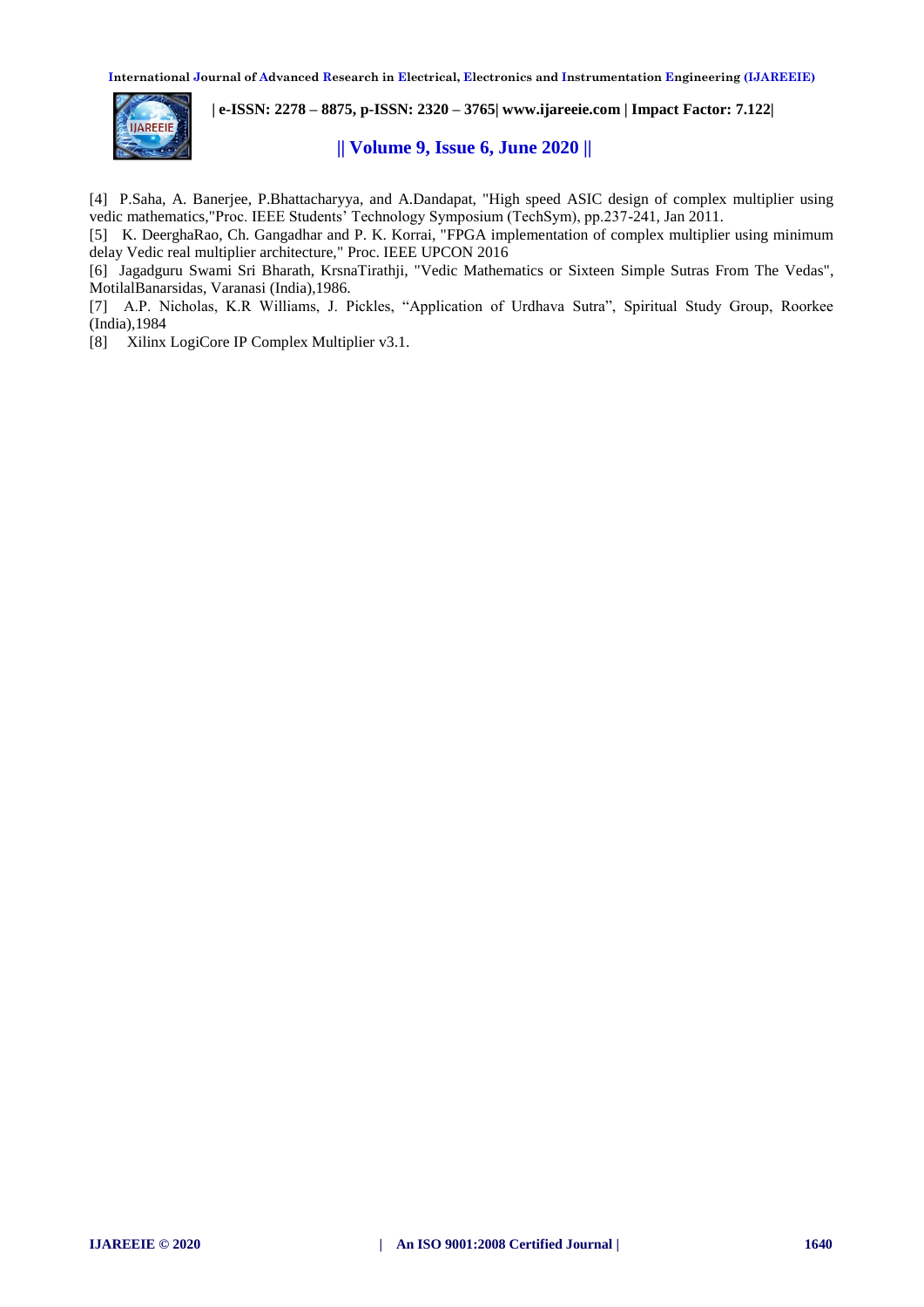[4] P.Saha, A. Banerjee, P.Bhattacharyya, and A.Dandapat, "High speed ASIC design of complex multiplier using vedic mathematics,"Proc. IEEE Students' Technology Symposium (TechSym), pp.237-241, Jan 2011.

[5] K. DeerghaRao, Ch. Gangadhar and P. K. Korrai, "FPGA implementation of complex multiplier using minimum delay Vedic real multiplier architecture," Proc. IEEE UPCON 2016

[6] Jagadguru Swami Sri Bharath, KrsnaTirathji, "Vedic Mathematics or Sixteen Simple Sutras From The Vedas", MotilalBanarsidas, Varanasi (India),1986.

[7] A.P. Nicholas, K.R Williams, J. Pickles, "Application of Urdhava Sutra", Spiritual Study Group, Roorkee (India),1984

[8] Xilinx LogiCore IP Complex Multiplier v3.1.